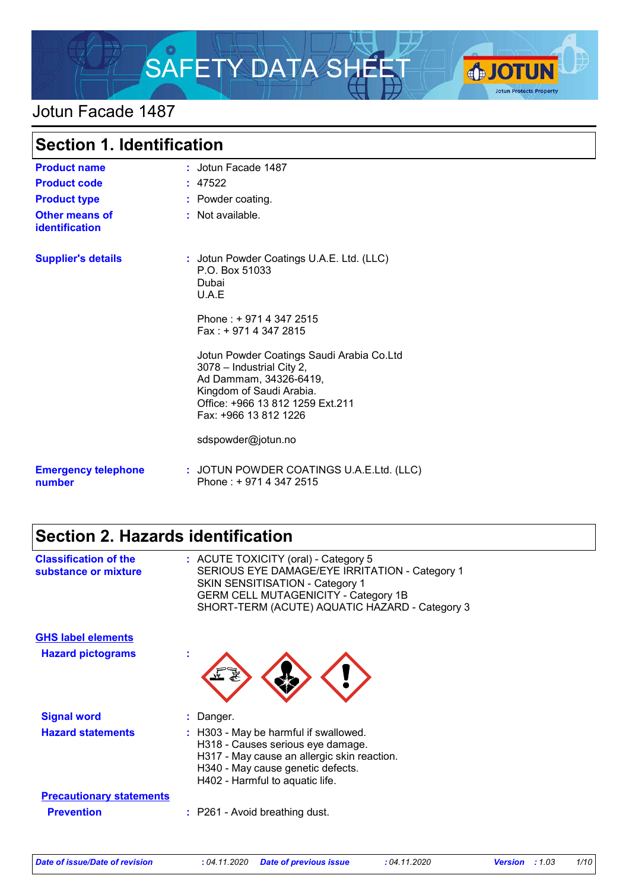# SAFETY DATA SHEET

## Jotun Facade 1487

## Section 1. Identification

| | |
|---|---|
| **Product name** | : Jotun Facade 1487 |
| **Product code** | : 47522 |
| **Product type** | : Powder coating. |
| **Other means of identification** | : Not available. |

**Supplier's details** : Jotun Powder Coatings U.A.E. Ltd. (LLC)
P.O. Box 51033
Dubai
U.A.E

Phone : + 971 4 347 2515
Fax : + 971 4 347 2815

Jotun Powder Coatings Saudi Arabia Co.Ltd
3078 – Industrial City 2,
Ad Dammam, 34326-6419,
Kingdom of Saudi Arabia.
Office: +966 13 812 1259 Ext.211
Fax: +966 13 812 1226

sdspowder@jotun.no

**Emergency telephone number** : JOTUN POWDER COATINGS U.A.E.Ltd. (LLC)
Phone : + 971 4 347 2515

## Section 2. Hazards identification

**Classification of the substance or mixture** : ACUTE TOXICITY (oral) - Category 5
SERIOUS EYE DAMAGE/EYE IRRITATION - Category 1
SKIN SENSITISATION - Category 1
GERM CELL MUTAGENICITY - Category 1B
SHORT-TERM (ACUTE) AQUATIC HAZARD - Category 3

**GHS label elements**

**Hazard pictograms** :

**Signal word** : Danger.

**Hazard statements** : H303 - May be harmful if swallowed.
H318 - Causes serious eye damage.
H317 - May cause an allergic skin reaction.
H340 - May cause genetic defects.
H402 - Harmful to aquatic life.

**Precautionary statements**

**Prevention** : P261 - Avoid breathing dust.

*Date of issue/Date of revision : 04.11.2020 Date of previous issue : 04.11.2020 Version : 1.03*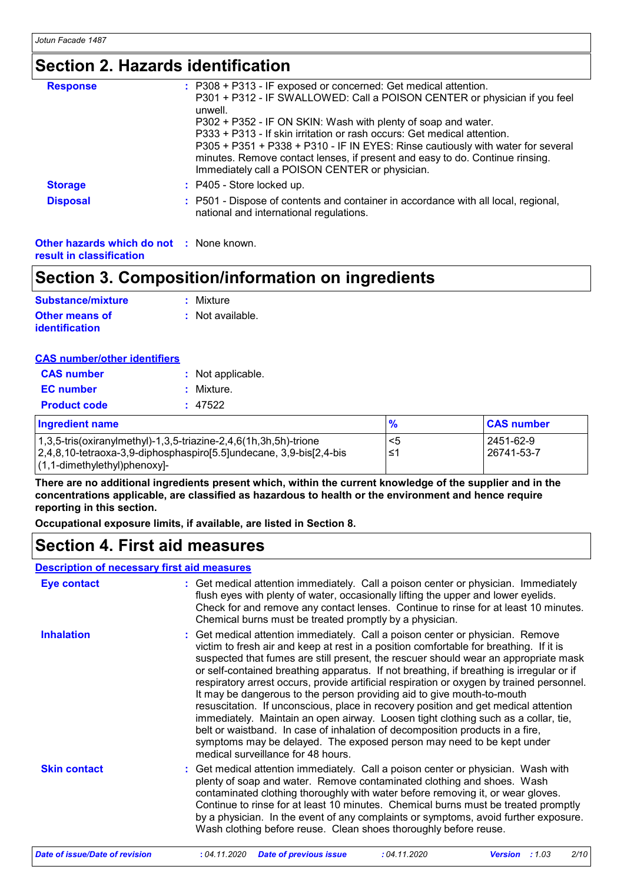## Section 2. Hazards identification

**Response** : P308 + P313 - IF exposed or concerned: Get medical attention.
P301 + P312 - IF SWALLOWED: Call a POISON CENTER or physician if you feel unwell.
P302 + P352 - IF ON SKIN: Wash with plenty of soap and water.
P333 + P313 - If skin irritation or rash occurs: Get medical attention.
P305 + P351 + P338 + P310 - IF IN EYES: Rinse cautiously with water for several minutes. Remove contact lenses, if present and easy to do. Continue rinsing. Immediately call a POISON CENTER or physician.

**Storage** : P405 - Store locked up.

**Disposal** : P501 - Dispose of contents and container in accordance with all local, regional, national and international regulations.

**Other hazards which do not result in classification** : None known.

## Section 3. Composition/information on ingredients

**Substance/mixture** : Mixture

**Other means of identification** : Not available.

**CAS number/other identifiers**

**CAS number** : Not applicable.

**EC number** : Mixture.

**Product code** : 47522

| Ingredient name | % | CAS number |
|---|---|---|
| 1,3,5-tris(oxiranylmethyl)-1,3,5-triazine-2,4,6(1h,3h,5h)-trione | <5 | 2451-62-9 |
| 2,4,8,10-tetraoxa-3,9-diphosphaspiro[5.5]undecane, 3,9-bis[2,4-bis(1,1-dimethylethyl)phenoxy]- | ≤1 | 26741-53-7 |

**There are no additional ingredients present which, within the current knowledge of the supplier and in the concentrations applicable, are classified as hazardous to health or the environment and hence require reporting in this section.**

**Occupational exposure limits, if available, are listed in Section 8.**

## Section 4. First aid measures

**Description of necessary first aid measures**

**Eye contact** : Get medical attention immediately. Call a poison center or physician. Immediately flush eyes with plenty of water, occasionally lifting the upper and lower eyelids. Check for and remove any contact lenses. Continue to rinse for at least 10 minutes. Chemical burns must be treated promptly by a physician.

**Inhalation** : Get medical attention immediately. Call a poison center or physician. Remove victim to fresh air and keep at rest in a position comfortable for breathing. If it is suspected that fumes are still present, the rescuer should wear an appropriate mask or self-contained breathing apparatus. If not breathing, if breathing is irregular or if respiratory arrest occurs, provide artificial respiration or oxygen by trained personnel. It may be dangerous to the person providing aid to give mouth-to-mouth resuscitation. If unconscious, place in recovery position and get medical attention immediately. Maintain an open airway. Loosen tight clothing such as a collar, tie, belt or waistband. In case of inhalation of decomposition products in a fire, symptoms may be delayed. The exposed person may need to be kept under medical surveillance for 48 hours.

**Skin contact** : Get medical attention immediately. Call a poison center or physician. Wash with plenty of soap and water. Remove contaminated clothing and shoes. Wash contaminated clothing thoroughly with water before removing it, or wear gloves. Continue to rinse for at least 10 minutes. Chemical burns must be treated promptly by a physician. In the event of any complaints or symptoms, avoid further exposure. Wash clothing before reuse. Clean shoes thoroughly before reuse.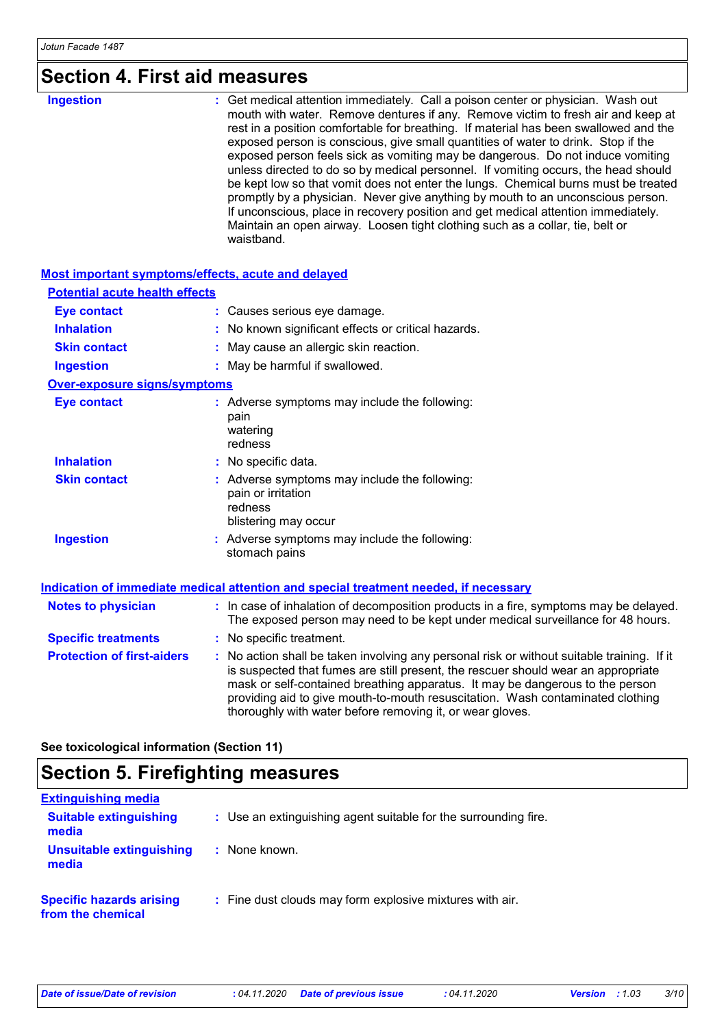# Section 4. First aid measures

| | |
|---|---|
| **Ingestion** | : Get medical attention immediately. Call a poison center or physician. Wash out mouth with water. Remove dentures if any. Remove victim to fresh air and keep at rest in a position comfortable for breathing. If material has been swallowed and the exposed person is conscious, give small quantities of water to drink. Stop if the exposed person feels sick as vomiting may be dangerous. Do not induce vomiting unless directed to do so by medical personnel. If vomiting occurs, the head should be kept low so that vomit does not enter the lungs. Chemical burns must be treated promptly by a physician. Never give anything by mouth to an unconscious person. If unconscious, place in recovery position and get medical attention immediately. Maintain an open airway. Loosen tight clothing such as a collar, tie, belt or waistband. |

## Most important symptoms/effects, acute and delayed

### Potential acute health effects

| | |
|---|---|
| **Eye contact** | : Causes serious eye damage. |
| **Inhalation** | : No known significant effects or critical hazards. |
| **Skin contact** | : May cause an allergic skin reaction. |
| **Ingestion** | : May be harmful if swallowed. |

### Over-exposure signs/symptoms

| | |
|---|---|
| **Eye contact** | : Adverse symptoms may include the following:<br>pain<br>watering<br>redness |
| **Inhalation** | : No specific data. |
| **Skin contact** | : Adverse symptoms may include the following:<br>pain or irritation<br>redness<br>blistering may occur |
| **Ingestion** | : Adverse symptoms may include the following:<br>stomach pains |

## Indication of immediate medical attention and special treatment needed, if necessary

| | |
|---|---|
| **Notes to physician** | : In case of inhalation of decomposition products in a fire, symptoms may be delayed. The exposed person may need to be kept under medical surveillance for 48 hours. |
| **Specific treatments** | : No specific treatment. |
| **Protection of first-aiders** | : No action shall be taken involving any personal risk or without suitable training. If it is suspected that fumes are still present, the rescuer should wear an appropriate mask or self-contained breathing apparatus. It may be dangerous to the person providing aid to give mouth-to-mouth resuscitation. Wash contaminated clothing thoroughly with water before removing it, or wear gloves. |

**See toxicological information (Section 11)**

# Section 5. Firefighting measures

## Extinguishing media

| | |
|---|---|
| **Suitable extinguishing media** | : Use an extinguishing agent suitable for the surrounding fire. |
| **Unsuitable extinguishing media** | : None known. |
| **Specific hazards arising from the chemical** | : Fine dust clouds may form explosive mixtures with air. |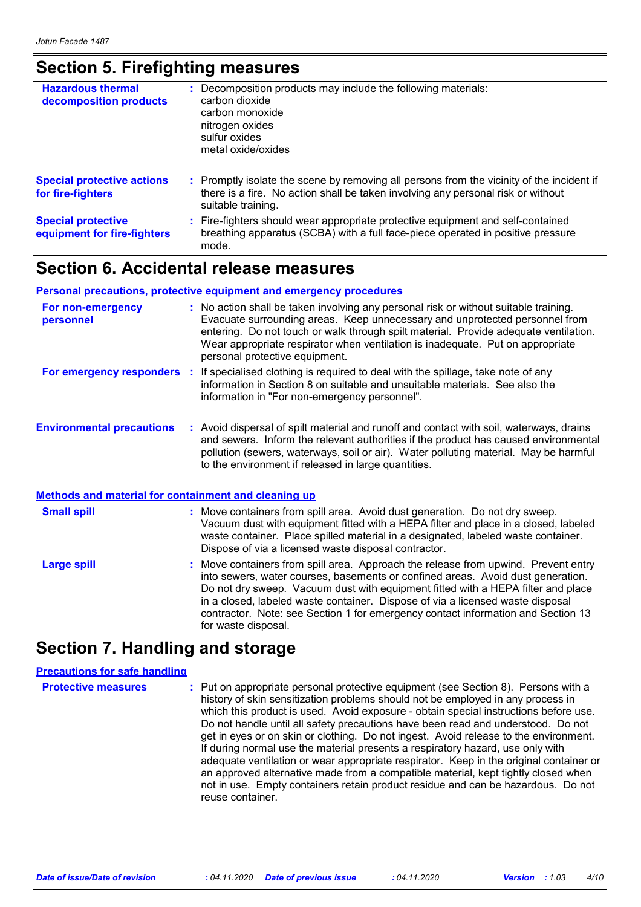## Section 5. Firefighting measures

**Hazardous thermal decomposition products** : Decomposition products may include the following materials:
carbon dioxide
carbon monoxide
nitrogen oxides
sulfur oxides
metal oxide/oxides

**Special protective actions for fire-fighters** : Promptly isolate the scene by removing all persons from the vicinity of the incident if there is a fire. No action shall be taken involving any personal risk or without suitable training.

**Special protective equipment for fire-fighters** : Fire-fighters should wear appropriate protective equipment and self-contained breathing apparatus (SCBA) with a full face-piece operated in positive pressure mode.

## Section 6. Accidental release measures

### Personal precautions, protective equipment and emergency procedures

**For non-emergency personnel** : No action shall be taken involving any personal risk or without suitable training. Evacuate surrounding areas. Keep unnecessary and unprotected personnel from entering. Do not touch or walk through spilt material. Provide adequate ventilation. Wear appropriate respirator when ventilation is inadequate. Put on appropriate personal protective equipment.

**For emergency responders** : If specialised clothing is required to deal with the spillage, take note of any information in Section 8 on suitable and unsuitable materials. See also the information in "For non-emergency personnel".

**Environmental precautions** : Avoid dispersal of spilt material and runoff and contact with soil, waterways, drains and sewers. Inform the relevant authorities if the product has caused environmental pollution (sewers, waterways, soil or air). Water polluting material. May be harmful to the environment if released in large quantities.

### Methods and material for containment and cleaning up

**Small spill** : Move containers from spill area. Avoid dust generation. Do not dry sweep. Vacuum dust with equipment fitted with a HEPA filter and place in a closed, labeled waste container. Place spilled material in a designated, labeled waste container. Dispose of via a licensed waste disposal contractor.

**Large spill** : Move containers from spill area. Approach the release from upwind. Prevent entry into sewers, water courses, basements or confined areas. Avoid dust generation. Do not dry sweep. Vacuum dust with equipment fitted with a HEPA filter and place in a closed, labeled waste container. Dispose of via a licensed waste disposal contractor. Note: see Section 1 for emergency contact information and Section 13 for waste disposal.

## Section 7. Handling and storage

### Precautions for safe handling

**Protective measures** : Put on appropriate personal protective equipment (see Section 8). Persons with a history of skin sensitization problems should not be employed in any process in which this product is used. Avoid exposure - obtain special instructions before use. Do not handle until all safety precautions have been read and understood. Do not get in eyes or on skin or clothing. Do not ingest. Avoid release to the environment. If during normal use the material presents a respiratory hazard, use only with adequate ventilation or wear appropriate respirator. Keep in the original container or an approved alternative made from a compatible material, kept tightly closed when not in use. Empty containers retain product residue and can be hazardous. Do not reuse container.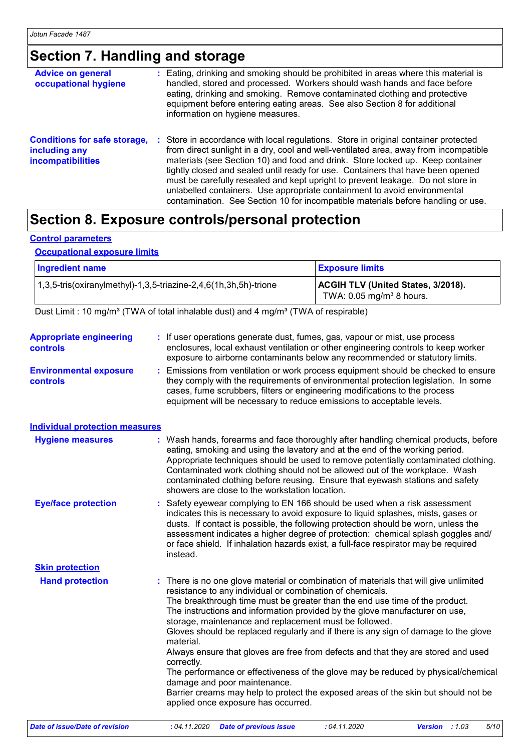## Section 7. Handling and storage

**Advice on general occupational hygiene** : Eating, drinking and smoking should be prohibited in areas where this material is handled, stored and processed. Workers should wash hands and face before eating, drinking and smoking. Remove contaminated clothing and protective equipment before entering eating areas. See also Section 8 for additional information on hygiene measures.

**Conditions for safe storage, including any incompatibilities** : Store in accordance with local regulations. Store in original container protected from direct sunlight in a dry, cool and well-ventilated area, away from incompatible materials (see Section 10) and food and drink. Store locked up. Keep container tightly closed and sealed until ready for use. Containers that have been opened must be carefully resealed and kept upright to prevent leakage. Do not store in unlabelled containers. Use appropriate containment to avoid environmental contamination. See Section 10 for incompatible materials before handling or use.

## Section 8. Exposure controls/personal protection

### Control parameters

#### Occupational exposure limits

| Ingredient name | Exposure limits |
|---|---|
| 1,3,5-tris(oxiranylmethyl)-1,3,5-triazine-2,4,6(1h,3h,5h)-trione | **ACGIH TLV (United States, 3/2018).** TWA: 0.05 mg/m³ 8 hours. |

Dust Limit : 10 mg/m³ (TWA of total inhalable dust) and 4 mg/m³ (TWA of respirable)

**Appropriate engineering controls** : If user operations generate dust, fumes, gas, vapour or mist, use process enclosures, local exhaust ventilation or other engineering controls to keep worker exposure to airborne contaminants below any recommended or statutory limits.

**Environmental exposure controls** : Emissions from ventilation or work process equipment should be checked to ensure they comply with the requirements of environmental protection legislation. In some cases, fume scrubbers, filters or engineering modifications to the process equipment will be necessary to reduce emissions to acceptable levels.

### Individual protection measures

**Hygiene measures** : Wash hands, forearms and face thoroughly after handling chemical products, before eating, smoking and using the lavatory and at the end of the working period. Appropriate techniques should be used to remove potentially contaminated clothing. Contaminated work clothing should not be allowed out of the workplace. Wash contaminated clothing before reusing. Ensure that eyewash stations and safety showers are close to the workstation location.

**Eye/face protection** : Safety eyewear complying to EN 166 should be used when a risk assessment indicates this is necessary to avoid exposure to liquid splashes, mists, gases or dusts. If contact is possible, the following protection should be worn, unless the assessment indicates a higher degree of protection: chemical splash goggles and/ or face shield. If inhalation hazards exist, a full-face respirator may be required instead.

#### Skin protection

**Hand protection** : There is no one glove material or combination of materials that will give unlimited resistance to any individual or combination of chemicals.
The breakthrough time must be greater than the end use time of the product.
The instructions and information provided by the glove manufacturer on use, storage, maintenance and replacement must be followed.
Gloves should be replaced regularly and if there is any sign of damage to the glove material.
Always ensure that gloves are free from defects and that they are stored and used correctly.
The performance or effectiveness of the glove may be reduced by physical/chemical damage and poor maintenance.
Barrier creams may help to protect the exposed areas of the skin but should not be applied once exposure has occurred.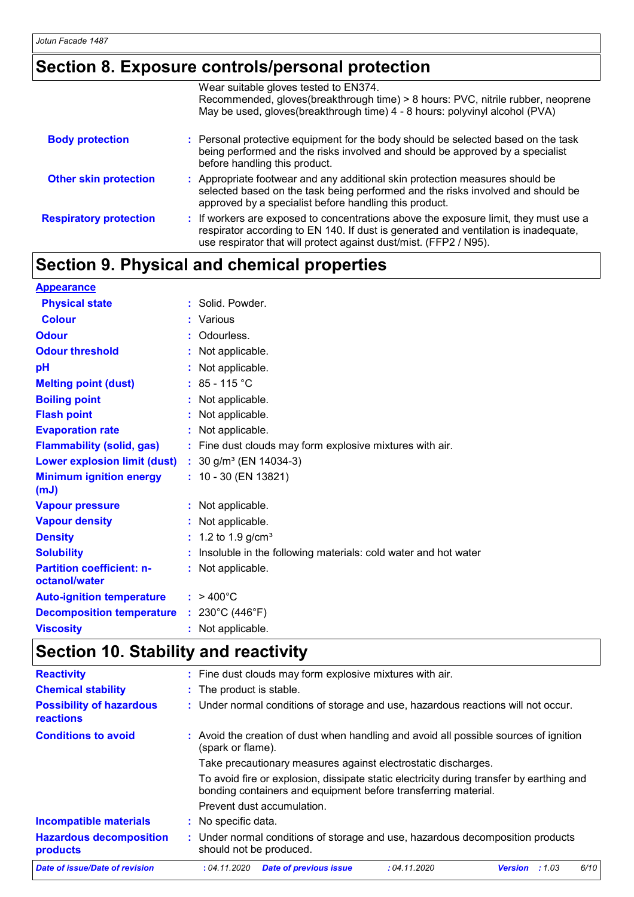## Section 8. Exposure controls/personal protection

Wear suitable gloves tested to EN374.
Recommended, gloves(breakthrough time) > 8 hours: PVC, nitrile rubber, neoprene
May be used, gloves(breakthrough time) 4 - 8 hours: polyvinyl alcohol (PVA)

**Body protection** : Personal protective equipment for the body should be selected based on the task being performed and the risks involved and should be approved by a specialist before handling this product.

**Other skin protection** : Appropriate footwear and any additional skin protection measures should be selected based on the task being performed and the risks involved and should be approved by a specialist before handling this product.

**Respiratory protection** : If workers are exposed to concentrations above the exposure limit, they must use a respirator according to EN 140. If dust is generated and ventilation is inadequate, use respirator that will protect against dust/mist. (FFP2 / N95).

## Section 9. Physical and chemical properties

**Appearance**

| | |
|---|---|
| **Physical state** | : Solid. Powder. |
| **Colour** | : Various |
| **Odour** | : Odourless. |
| **Odour threshold** | : Not applicable. |
| **pH** | : Not applicable. |
| **Melting point (dust)** | : 85 - 115 °C |
| **Boiling point** | : Not applicable. |
| **Flash point** | : Not applicable. |
| **Evaporation rate** | : Not applicable. |
| **Flammability (solid, gas)** | : Fine dust clouds may form explosive mixtures with air. |
| **Lower explosion limit (dust)** | : 30 g/m³ (EN 14034-3) |
| **Minimum ignition energy (mJ)** | : 10 - 30 (EN 13821) |
| **Vapour pressure** | : Not applicable. |
| **Vapour density** | : Not applicable. |
| **Density** | : 1.2 to 1.9 g/cm³ |
| **Solubility** | : Insoluble in the following materials: cold water and hot water |
| **Partition coefficient: n-octanol/water** | : Not applicable. |
| **Auto-ignition temperature** | : > 400°C |
| **Decomposition temperature** | : 230°C (446°F) |
| **Viscosity** | : Not applicable. |

## Section 10. Stability and reactivity

| | |
|---|---|
| **Reactivity** | : Fine dust clouds may form explosive mixtures with air. |
| **Chemical stability** | : The product is stable. |
| **Possibility of hazardous reactions** | : Under normal conditions of storage and use, hazardous reactions will not occur. |
| **Conditions to avoid** | : Avoid the creation of dust when handling and avoid all possible sources of ignition (spark or flame). Take precautionary measures against electrostatic discharges. To avoid fire or explosion, dissipate static electricity during transfer by earthing and bonding containers and equipment before transferring material. Prevent dust accumulation. |
| **Incompatible materials** | : No specific data. |
| **Hazardous decomposition products** | : Under normal conditions of storage and use, hazardous decomposition products should not be produced. |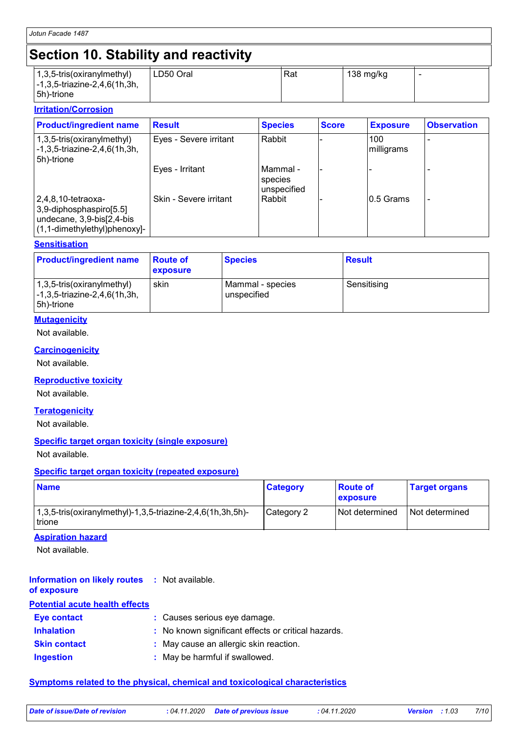# Section 10. Stability and reactivity

| | | | | |
|---|---|---|---|---|
| 1,3,5-tris(oxiranylmethyl)-1,3,5-triazine-2,4,6(1h,3h,5h)-trione | LD50 Oral | Rat | 138 mg/kg | - |

**Irritation/Corrosion**

| Product/ingredient name | Result | Species | Score | Exposure | Observation |
|---|---|---|---|---|---|
| 1,3,5-tris(oxiranylmethyl)-1,3,5-triazine-2,4,6(1h,3h,5h)-trione | Eyes - Severe irritant | Rabbit | - | 100 milligrams | - |
| | Eyes - Irritant | Mammal - species unspecified | - | - | - |
| 2,4,8,10-tetraoxa-3,9-diphosphaspiro[5.5] undecane, 3,9-bis[2,4-bis (1,1-dimethylethyl)phenoxy]- | Skin - Severe irritant | Rabbit | - | 0.5 Grams | - |

**Sensitisation**

| Product/ingredient name | Route of exposure | Species | Result |
|---|---|---|---|
| 1,3,5-tris(oxiranylmethyl)-1,3,5-triazine-2,4,6(1h,3h,5h)-trione | skin | Mammal - species unspecified | Sensitising |

**Mutagenicity**

Not available.

**Carcinogenicity**

Not available.

**Reproductive toxicity**

Not available.

**Teratogenicity**

Not available.

**Specific target organ toxicity (single exposure)**

Not available.

**Specific target organ toxicity (repeated exposure)**

| Name | Category | Route of exposure | Target organs |
|---|---|---|---|
| 1,3,5-tris(oxiranylmethyl)-1,3,5-triazine-2,4,6(1h,3h,5h)-trione | Category 2 | Not determined | Not determined |

**Aspiration hazard**

Not available.

**Information on likely routes of exposure** : Not available.

**Potential acute health effects**

- **Eye contact** : Causes serious eye damage.
- **Inhalation** : No known significant effects or critical hazards.
- **Skin contact** : May cause an allergic skin reaction.
- **Ingestion** : May be harmful if swallowed.

**Symptoms related to the physical, chemical and toxicological characteristics**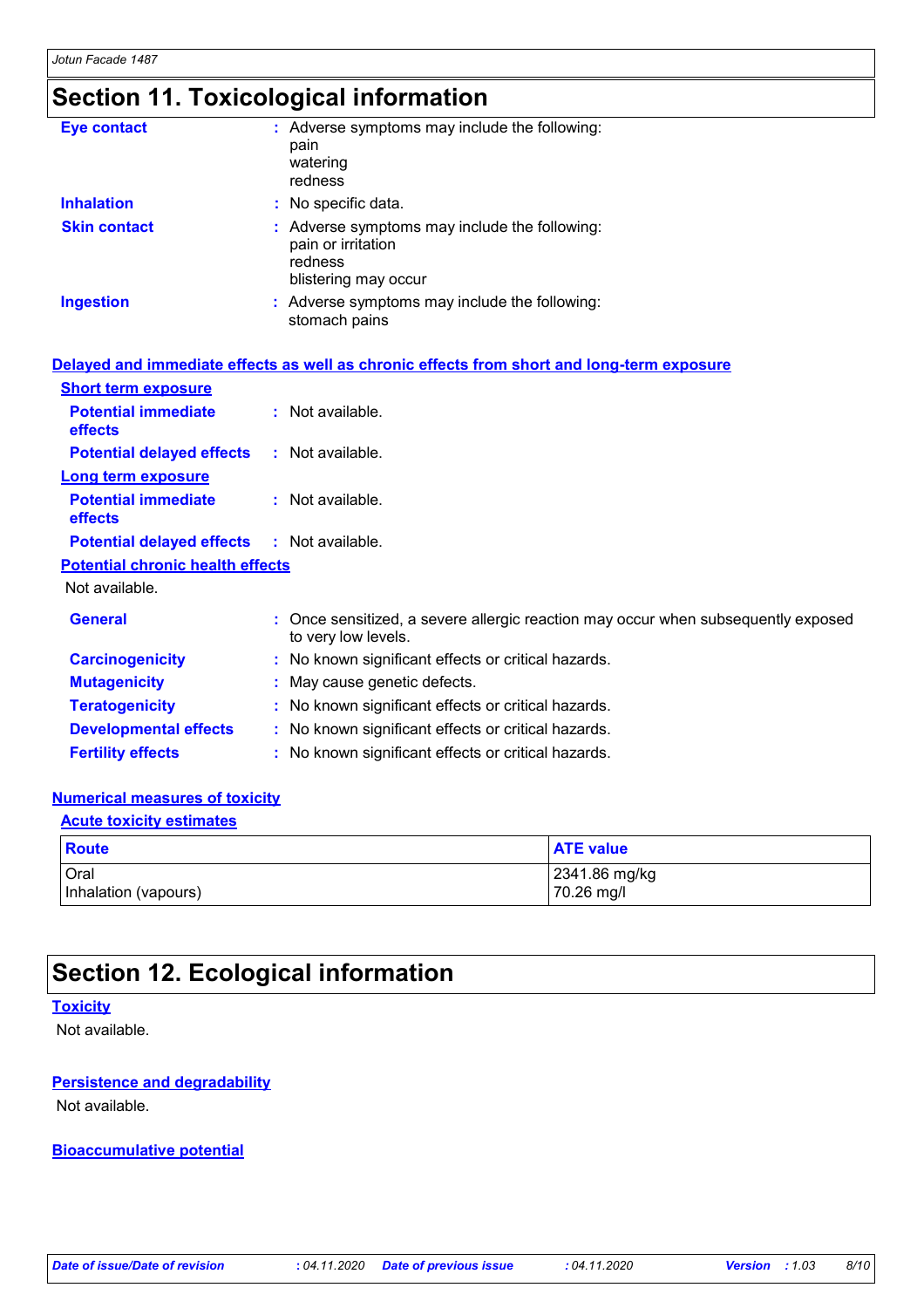# Section 11. Toxicological information

**Eye contact** : Adverse symptoms may include the following:
pain
watering
redness

**Inhalation** : No specific data.

**Skin contact** : Adverse symptoms may include the following:
pain or irritation
redness
blistering may occur

**Ingestion** : Adverse symptoms may include the following:
stomach pains

## Delayed and immediate effects as well as chronic effects from short and long-term exposure

### Short term exposure

**Potential immediate effects** : Not available.

**Potential delayed effects** : Not available.

### Long term exposure

**Potential immediate effects** : Not available.

**Potential delayed effects** : Not available.

### Potential chronic health effects

Not available.

**General** : Once sensitized, a severe allergic reaction may occur when subsequently exposed to very low levels.

**Carcinogenicity** : No known significant effects or critical hazards.

**Mutagenicity** : May cause genetic defects.

**Teratogenicity** : No known significant effects or critical hazards.

**Developmental effects** : No known significant effects or critical hazards.

**Fertility effects** : No known significant effects or critical hazards.

## Numerical measures of toxicity

### Acute toxicity estimates

| Route | ATE value |
|---|---|
| Oral | 2341.86 mg/kg |
| Inhalation (vapours) | 70.26 mg/l |

# Section 12. Ecological information

## Toxicity

Not available.

## Persistence and degradability

Not available.

## Bioaccumulative potential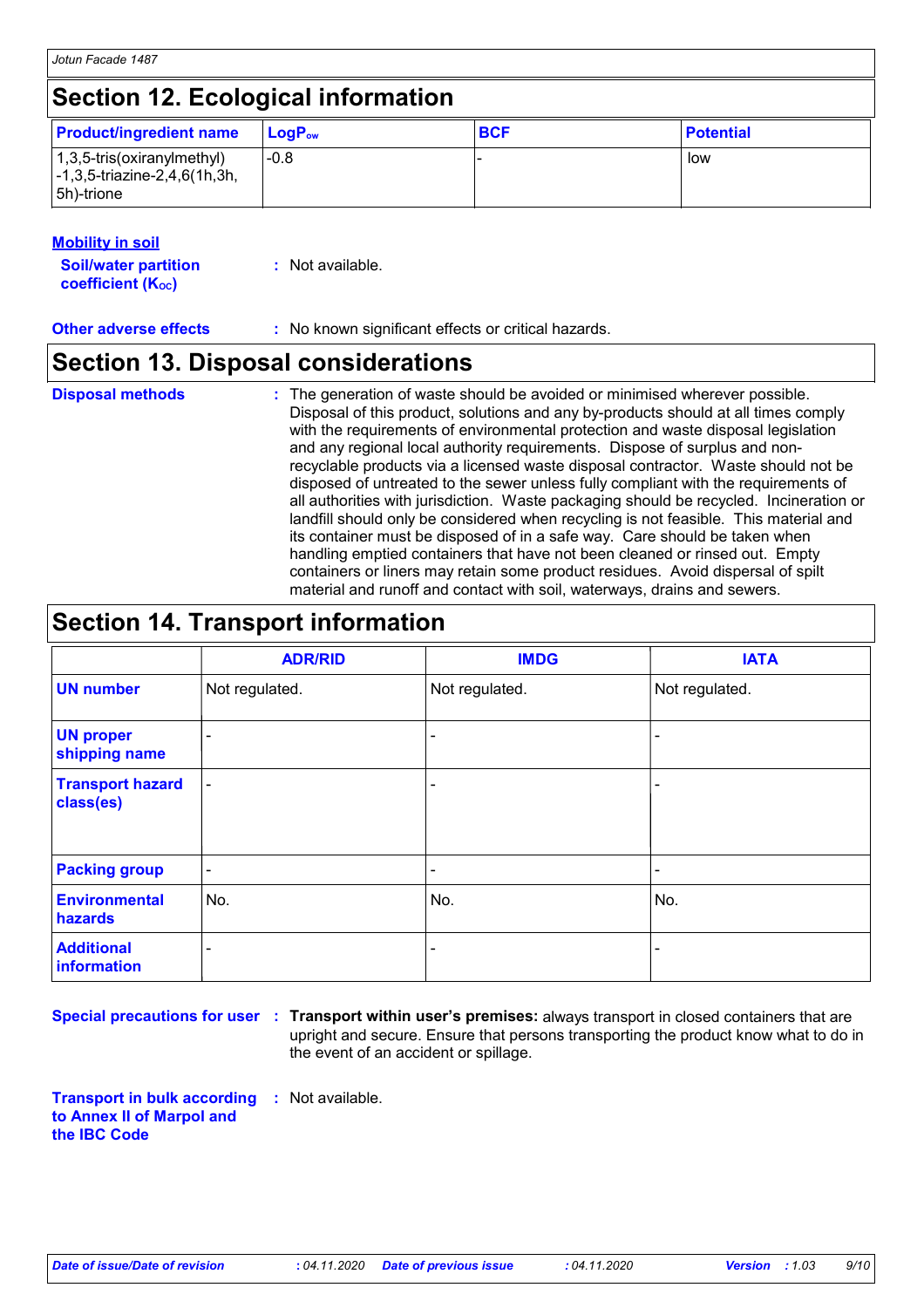## Section 12. Ecological information

| Product/ingredient name | $LogP_{ow}$ | BCF | Potential |
|---|---|---|---|
| 1,3,5-tris(oxiranylmethyl) -1,3,5-triazine-2,4,6(1h,3h, 5h)-trione | -0.8 | - | low |

**Mobility in soil**

**Soil/water partition coefficient ($K_{OC}$)** : Not available.

**Other adverse effects** : No known significant effects or critical hazards.

## Section 13. Disposal considerations

**Disposal methods** : The generation of waste should be avoided or minimised wherever possible. Disposal of this product, solutions and any by-products should at all times comply with the requirements of environmental protection and waste disposal legislation and any regional local authority requirements. Dispose of surplus and non-recyclable products via a licensed waste disposal contractor. Waste should not be disposed of untreated to the sewer unless fully compliant with the requirements of all authorities with jurisdiction. Waste packaging should be recycled. Incineration or landfill should only be considered when recycling is not feasible. This material and its container must be disposed of in a safe way. Care should be taken when handling emptied containers that have not been cleaned or rinsed out. Empty containers or liners may retain some product residues. Avoid dispersal of spilt material and runoff and contact with soil, waterways, drains and sewers.

## Section 14. Transport information

| | ADR/RID | IMDG | IATA |
|---|---|---|---|
| UN number | Not regulated. | Not regulated. | Not regulated. |
| UN proper shipping name | - | - | - |
| Transport hazard class(es) | - | - | - |
| Packing group | - | - | - |
| Environmental hazards | No. | No. | No. |
| Additional information | - | - | - |

**Special precautions for user** : **Transport within user's premises:** always transport in closed containers that are upright and secure. Ensure that persons transporting the product know what to do in the event of an accident or spillage.

**Transport in bulk according to Annex II of Marpol and the IBC Code** : Not available.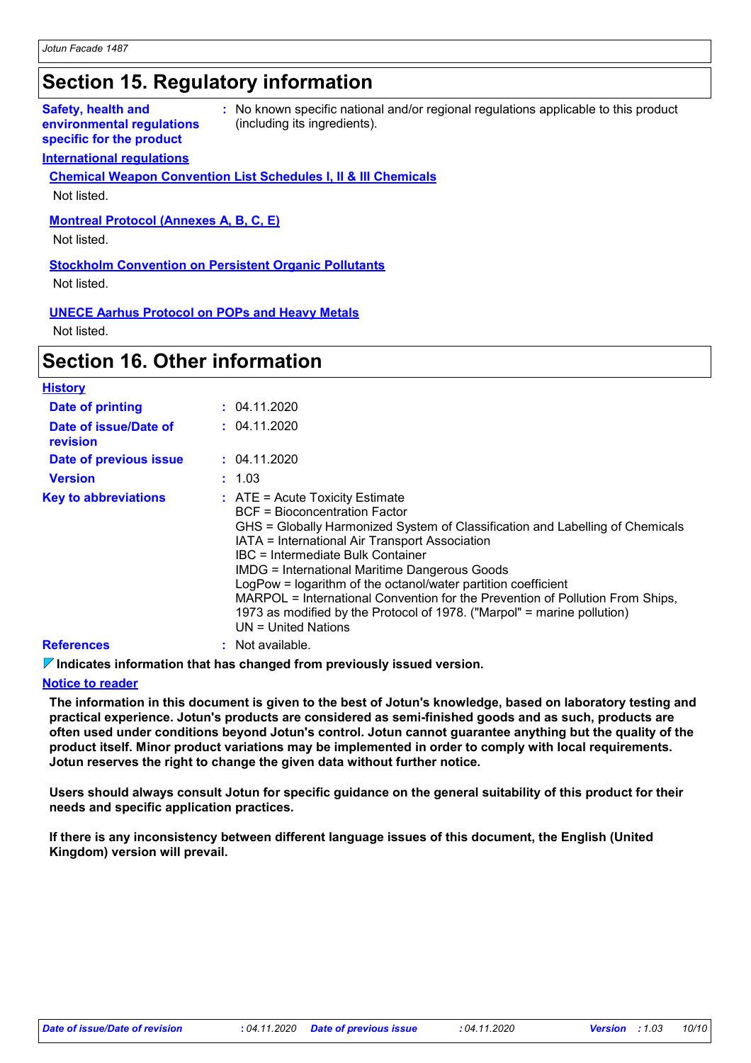# Section 15. Regulatory information

**Safety, health and environmental regulations specific for the product** : No known specific national and/or regional regulations applicable to this product (including its ingredients).

**International regulations**

**Chemical Weapon Convention List Schedules I, II & III Chemicals**

Not listed.

**Montreal Protocol (Annexes A, B, C, E)**

Not listed.

**Stockholm Convention on Persistent Organic Pollutants**

Not listed.

**UNECE Aarhus Protocol on POPs and Heavy Metals**

Not listed.

# Section 16. Other information

**History**

**Date of printing** : 04.11.2020

**Date of issue/Date of revision** : 04.11.2020

**Date of previous issue** : 04.11.2020

**Version** : 1.03

**Key to abbreviations** :
ATE = Acute Toxicity Estimate
BCF = Bioconcentration Factor
GHS = Globally Harmonized System of Classification and Labelling of Chemicals
IATA = International Air Transport Association
IBC = Intermediate Bulk Container
IMDG = International Maritime Dangerous Goods
LogPow = logarithm of the octanol/water partition coefficient
MARPOL = International Convention for the Prevention of Pollution From Ships, 1973 as modified by the Protocol of 1978. ("Marpol" = marine pollution)
UN = United Nations

**References** : Not available.

**Indicates information that has changed from previously issued version.**

**Notice to reader**

**The information in this document is given to the best of Jotun's knowledge, based on laboratory testing and practical experience. Jotun's products are considered as semi-finished goods and as such, products are often used under conditions beyond Jotun's control. Jotun cannot guarantee anything but the quality of the product itself. Minor product variations may be implemented in order to comply with local requirements. Jotun reserves the right to change the given data without further notice.**

**Users should always consult Jotun for specific guidance on the general suitability of this product for their needs and specific application practices.**

**If there is any inconsistency between different language issues of this document, the English (United Kingdom) version will prevail.**